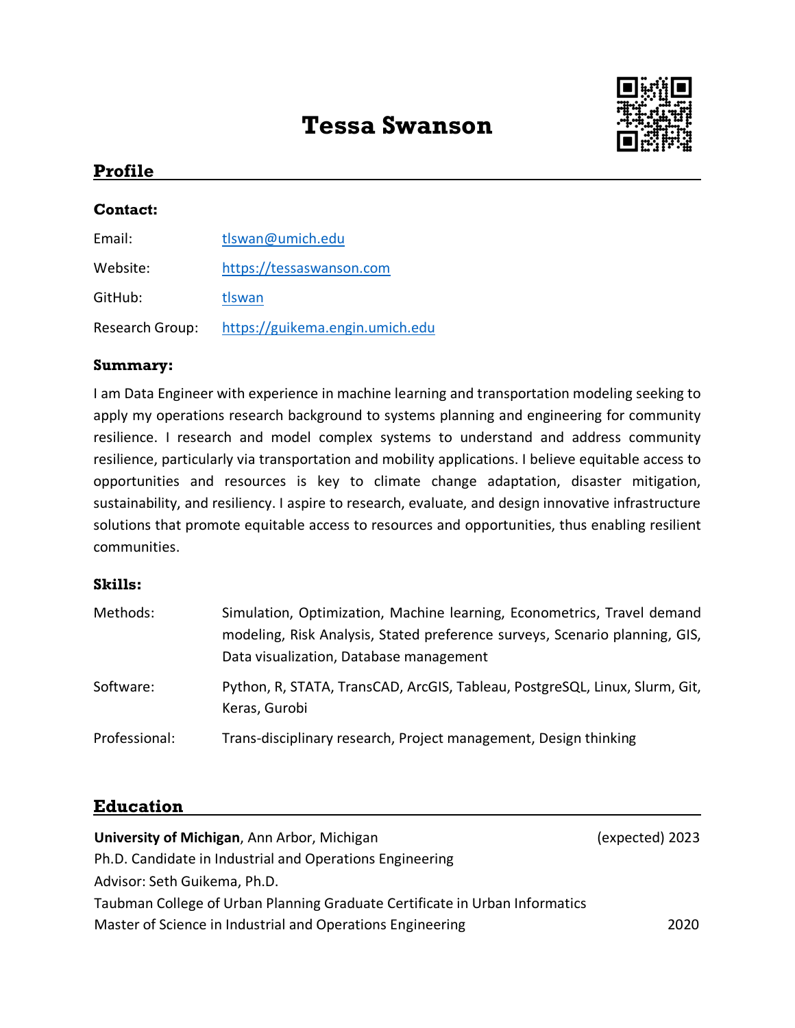# Tessa Swanson

## Profile

### Contact:

| | |
|---|---|
| Email: | tlswan@umich.edu |
| Website: | https://tessaswanson.com |
| GitHub: | tlswan |
| Research Group: | https://guikema.engin.umich.edu |

### Summary:

I am Data Engineer with experience in machine learning and transportation modeling seeking to apply my operations research background to systems planning and engineering for community resilience. I research and model complex systems to understand and address community resilience, particularly via transportation and mobility applications. I believe equitable access to opportunities and resources is key to climate change adaptation, disaster mitigation, sustainability, and resiliency. I aspire to research, evaluate, and design innovative infrastructure solutions that promote equitable access to resources and opportunities, thus enabling resilient communities.

### Skills:

| | |
|---|---|
| Methods: | Simulation, Optimization, Machine learning, Econometrics, Travel demand modeling, Risk Analysis, Stated preference surveys, Scenario planning, GIS, Data visualization, Database management |
| Software: | Python, R, STATA, TransCAD, ArcGIS, Tableau, PostgreSQL, Linux, Slurm, Git, Keras, Gurobi |
| Professional: | Trans-disciplinary research, Project management, Design thinking |

## Education

**University of Michigan**, Ann Arbor, Michigan — (expected) 2023
Ph.D. Candidate in Industrial and Operations Engineering
Advisor: Seth Guikema, Ph.D.
Taubman College of Urban Planning Graduate Certificate in Urban Informatics
Master of Science in Industrial and Operations Engineering — 2020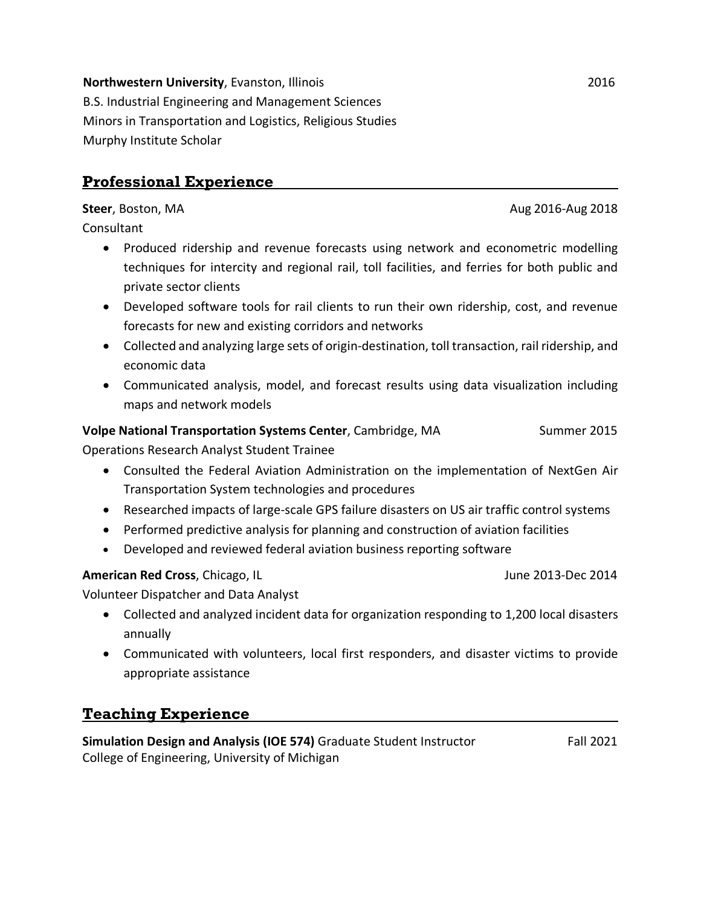**Northwestern University**, Evanston, Illinois 2016
B.S. Industrial Engineering and Management Sciences
Minors in Transportation and Logistics, Religious Studies
Murphy Institute Scholar

## Professional Experience

**Steer**, Boston, MA Aug 2016-Aug 2018
Consultant

- Produced ridership and revenue forecasts using network and econometric modelling techniques for intercity and regional rail, toll facilities, and ferries for both public and private sector clients
- Developed software tools for rail clients to run their own ridership, cost, and revenue forecasts for new and existing corridors and networks
- Collected and analyzing large sets of origin-destination, toll transaction, rail ridership, and economic data
- Communicated analysis, model, and forecast results using data visualization including maps and network models

**Volpe National Transportation Systems Center**, Cambridge, MA Summer 2015
Operations Research Analyst Student Trainee

- Consulted the Federal Aviation Administration on the implementation of NextGen Air Transportation System technologies and procedures
- Researched impacts of large-scale GPS failure disasters on US air traffic control systems
- Performed predictive analysis for planning and construction of aviation facilities
- Developed and reviewed federal aviation business reporting software

**American Red Cross**, Chicago, IL June 2013-Dec 2014
Volunteer Dispatcher and Data Analyst

- Collected and analyzed incident data for organization responding to 1,200 local disasters annually
- Communicated with volunteers, local first responders, and disaster victims to provide appropriate assistance

## Teaching Experience

**Simulation Design and Analysis (IOE 574)** Graduate Student Instructor Fall 2021
College of Engineering, University of Michigan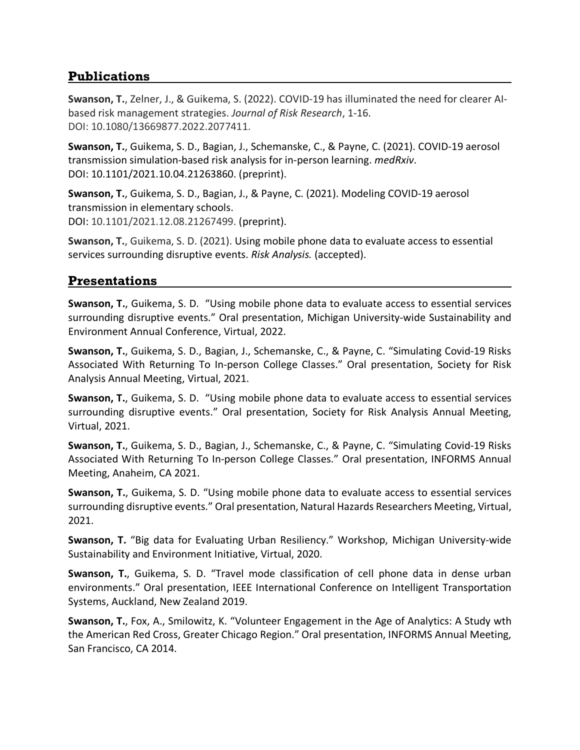## Publications

**Swanson, T.**, Zelner, J., & Guikema, S. (2022). COVID-19 has illuminated the need for clearer AI-based risk management strategies. *Journal of Risk Research*, 1-16.
DOI: 10.1080/13669877.2022.2077411.

**Swanson, T.**, Guikema, S. D., Bagian, J., Schemanske, C., & Payne, C. (2021). COVID-19 aerosol transmission simulation-based risk analysis for in-person learning. *medRxiv*.
DOI: 10.1101/2021.10.04.21263860. (preprint).

**Swanson, T.**, Guikema, S. D., Bagian, J., & Payne, C. (2021). Modeling COVID-19 aerosol transmission in elementary schools.
DOI: 10.1101/2021.12.08.21267499. (preprint).

**Swanson, T.**, Guikema, S. D. (2021). Using mobile phone data to evaluate access to essential services surrounding disruptive events. *Risk Analysis.* (accepted).

## Presentations

**Swanson, T.**, Guikema, S. D. "Using mobile phone data to evaluate access to essential services surrounding disruptive events." Oral presentation, Michigan University-wide Sustainability and Environment Annual Conference, Virtual, 2022.

**Swanson, T.**, Guikema, S. D., Bagian, J., Schemanske, C., & Payne, C. "Simulating Covid-19 Risks Associated With Returning To In-person College Classes." Oral presentation, Society for Risk Analysis Annual Meeting, Virtual, 2021.

**Swanson, T.**, Guikema, S. D. "Using mobile phone data to evaluate access to essential services surrounding disruptive events." Oral presentation, Society for Risk Analysis Annual Meeting, Virtual, 2021.

**Swanson, T.**, Guikema, S. D., Bagian, J., Schemanske, C., & Payne, C. "Simulating Covid-19 Risks Associated With Returning To In-person College Classes." Oral presentation, INFORMS Annual Meeting, Anaheim, CA 2021.

**Swanson, T.**, Guikema, S. D. "Using mobile phone data to evaluate access to essential services surrounding disruptive events." Oral presentation, Natural Hazards Researchers Meeting, Virtual, 2021.

**Swanson, T.** "Big data for Evaluating Urban Resiliency." Workshop, Michigan University-wide Sustainability and Environment Initiative, Virtual, 2020.

**Swanson, T.**, Guikema, S. D. "Travel mode classification of cell phone data in dense urban environments." Oral presentation, IEEE International Conference on Intelligent Transportation Systems, Auckland, New Zealand 2019.

**Swanson, T.**, Fox, A., Smilowitz, K. "Volunteer Engagement in the Age of Analytics: A Study wth the American Red Cross, Greater Chicago Region." Oral presentation, INFORMS Annual Meeting, San Francisco, CA 2014.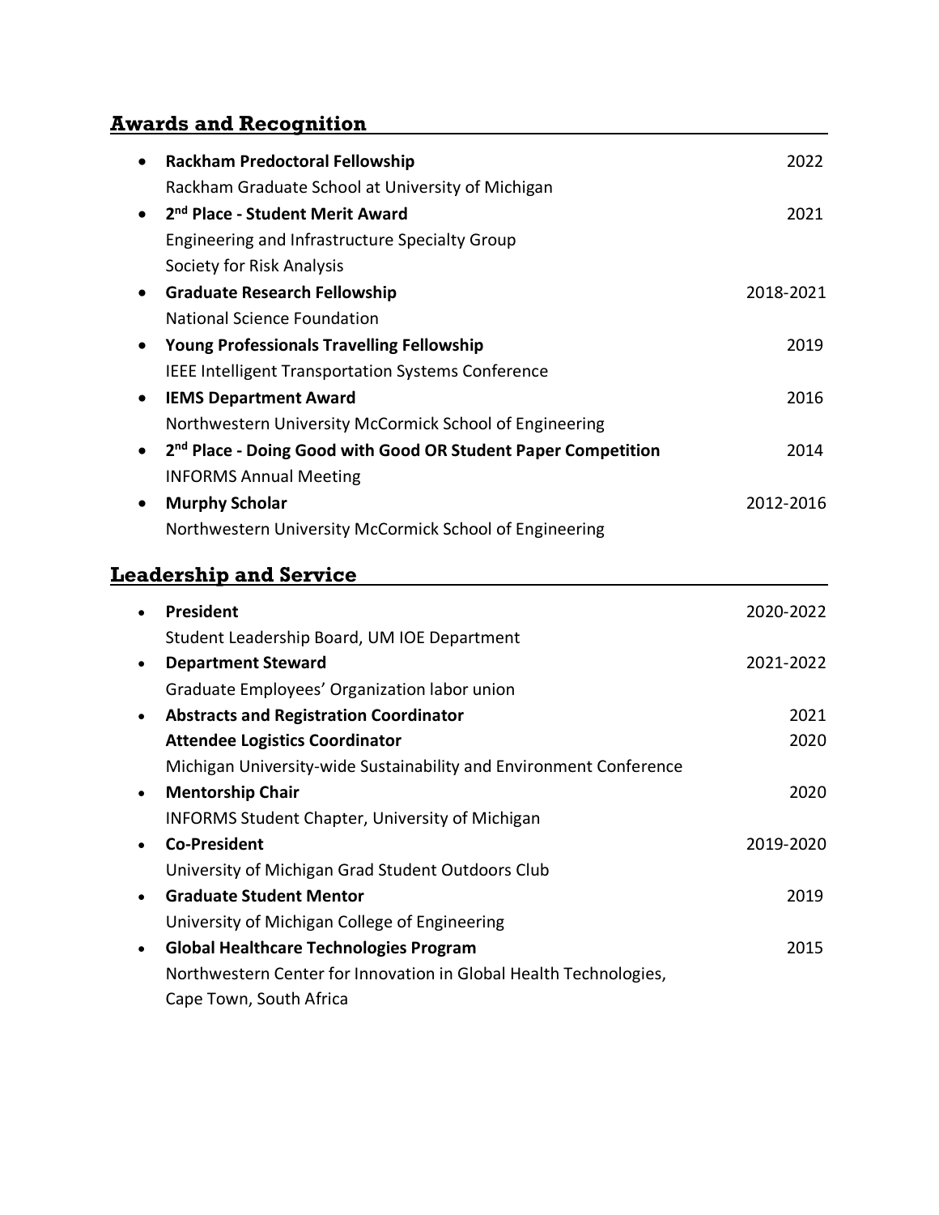## Awards and Recognition

- **Rackham Predoctoral Fellowship** 2022
  Rackham Graduate School at University of Michigan
- **2nd Place - Student Merit Award** 2021
  Engineering and Infrastructure Specialty Group
  Society for Risk Analysis
- **Graduate Research Fellowship** 2018-2021
  National Science Foundation
- **Young Professionals Travelling Fellowship** 2019
  IEEE Intelligent Transportation Systems Conference
- **IEMS Department Award** 2016
  Northwestern University McCormick School of Engineering
- **2nd Place - Doing Good with Good OR Student Paper Competition** 2014
  INFORMS Annual Meeting
- **Murphy Scholar** 2012-2016
  Northwestern University McCormick School of Engineering

## Leadership and Service

- **President** 2020-2022
  Student Leadership Board, UM IOE Department
- **Department Steward** 2021-2022
  Graduate Employees' Organization labor union
- **Abstracts and Registration Coordinator** 2021
  **Attendee Logistics Coordinator** 2020
  Michigan University-wide Sustainability and Environment Conference
- **Mentorship Chair** 2020
  INFORMS Student Chapter, University of Michigan
- **Co-President** 2019-2020
  University of Michigan Grad Student Outdoors Club
- **Graduate Student Mentor** 2019
  University of Michigan College of Engineering
- **Global Healthcare Technologies Program** 2015
  Northwestern Center for Innovation in Global Health Technologies,
  Cape Town, South Africa